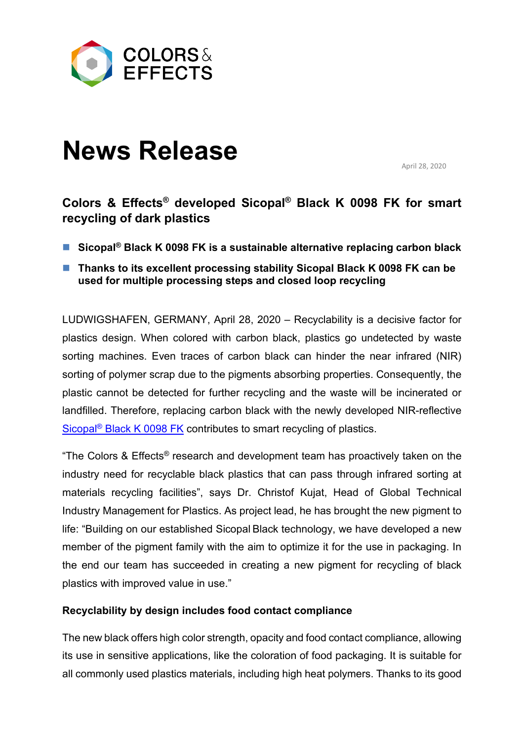COLORS & EFFECTS

# News Release

April 28, 2020

## Colors & Effects® developed Sicopal® Black K 0098 FK for smart recycling of dark plastics

- **Sicopal® Black K 0098 FK is a sustainable alternative replacing carbon black**
- **Thanks to its excellent processing stability Sicopal Black K 0098 FK can be used for multiple processing steps and closed loop recycling**

LUDWIGSHAFEN, GERMANY, April 28, 2020 – Recyclability is a decisive factor for plastics design. When colored with carbon black, plastics go undetected by waste sorting machines. Even traces of carbon black can hinder the near infrared (NIR) sorting of polymer scrap due to the pigments absorbing properties. Consequently, the plastic cannot be detected for further recycling and the waste will be incinerated or landfilled. Therefore, replacing carbon black with the newly developed NIR-reflective Sicopal® Black K 0098 FK contributes to smart recycling of plastics.

"The Colors & Effects® research and development team has proactively taken on the industry need for recyclable black plastics that can pass through infrared sorting at materials recycling facilities", says Dr. Christof Kujat, Head of Global Technical Industry Management for Plastics. As project lead, he has brought the new pigment to life: "Building on our established Sicopal Black technology, we have developed a new member of the pigment family with the aim to optimize it for the use in packaging. In the end our team has succeeded in creating a new pigment for recycling of black plastics with improved value in use."

### Recyclability by design includes food contact compliance

The new black offers high color strength, opacity and food contact compliance, allowing its use in sensitive applications, like the coloration of food packaging. It is suitable for all commonly used plastics materials, including high heat polymers. Thanks to its good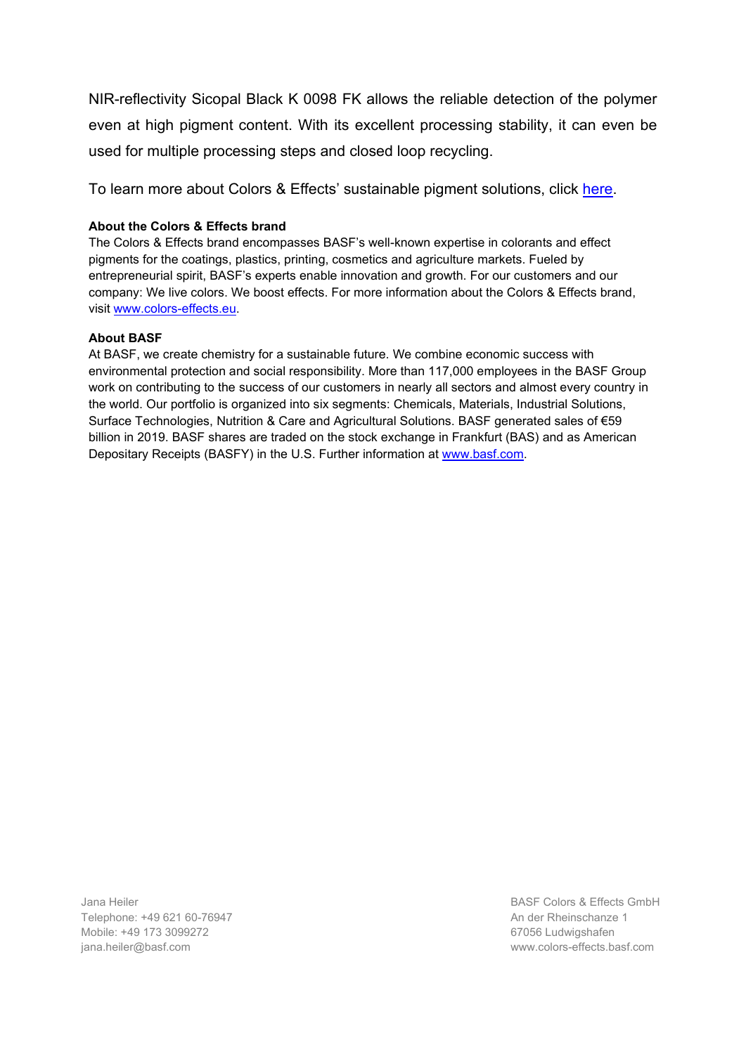NIR-reflectivity Sicopal Black K 0098 FK allows the reliable detection of the polymer even at high pigment content. With its excellent processing stability, it can even be used for multiple processing steps and closed loop recycling.

To learn more about Colors & Effects' sustainable pigment solutions, click here.

**About the Colors & Effects brand**

The Colors & Effects brand encompasses BASF's well-known expertise in colorants and effect pigments for the coatings, plastics, printing, cosmetics and agriculture markets. Fueled by entrepreneurial spirit, BASF's experts enable innovation and growth. For our customers and our company: We live colors. We boost effects. For more information about the Colors & Effects brand, visit www.colors-effects.eu.

**About BASF**

At BASF, we create chemistry for a sustainable future. We combine economic success with environmental protection and social responsibility. More than 117,000 employees in the BASF Group work on contributing to the success of our customers in nearly all sectors and almost every country in the world. Our portfolio is organized into six segments: Chemicals, Materials, Industrial Solutions, Surface Technologies, Nutrition & Care and Agricultural Solutions. BASF generated sales of €59 billion in 2019. BASF shares are traded on the stock exchange in Frankfurt (BAS) and as American Depositary Receipts (BASFY) in the U.S. Further information at www.basf.com.

Jana Heiler
Telephone: +49 621 60-76947
Mobile: +49 173 3099272
jana.heiler@basf.com

BASF Colors & Effects GmbH
An der Rheinschanze 1
67056 Ludwigshafen
www.colors-effects.basf.com